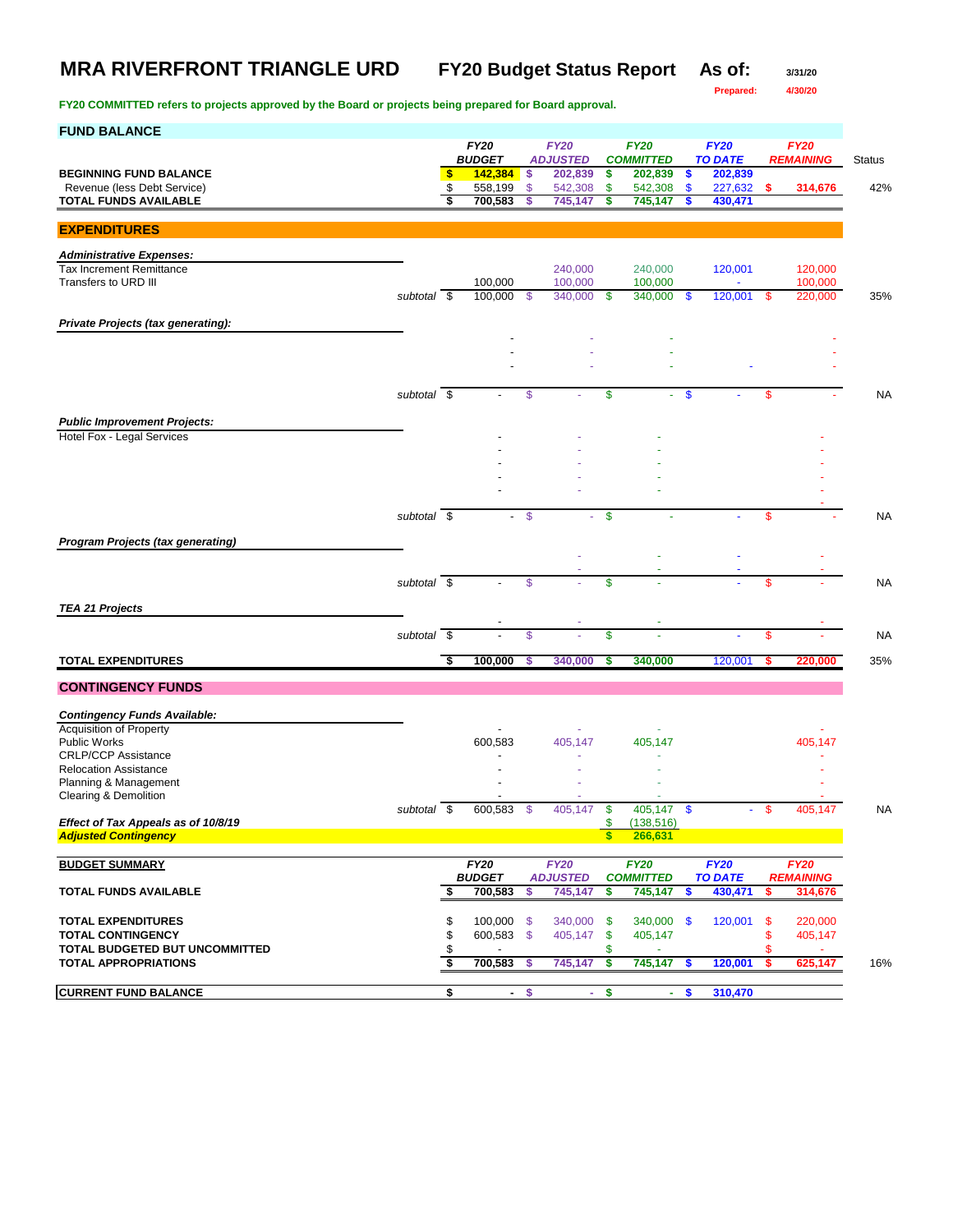# MRA RIVERFRONT TRIANGLE URD

**FY20 Budget Status Report** **As of:** 3/31/20

**Prepared:** 4/30/20

**FY20 COMMITTED refers to projects approved by the Board or projects being prepared for Board approval.**

## FUND BALANCE

| | | FY20 BUDGET | FY20 ADJUSTED | FY20 COMMITTED | FY20 TO DATE | FY20 REMAINING | Status |
|---|---|---|---|---|---|---|---|
| **BEGINNING FUND BALANCE** | | **$ 142,384** | **$ 202,839** | **$ 202,839** | **$ 202,839** | | |
| Revenue (less Debt Service) | | $ 558,199 | $ 542,308 | $ 542,308 | $ 227,632 | **$ 314,676** | 42% |
| **TOTAL FUNDS AVAILABLE** | | **$ 700,583** | **$ 745,147** | **$ 745,147** | **$ 430,471** | | |

## EXPENDITURES

| | | FY20 BUDGET | FY20 ADJUSTED | FY20 COMMITTED | FY20 TO DATE | FY20 REMAINING | Status |
|---|---|---|---|---|---|---|---|
| ***Administrative Expenses:*** | | | | | | | |
| Tax Increment Remittance | | | 240,000 | 240,000 | 120,001 | 120,000 | |
| Transfers to URD III | | 100,000 | 100,000 | 100,000 | - | 100,000 | |
| | *subtotal* | $ 100,000 | $ 340,000 | $ 340,000 | $ 120,001 | $ 220,000 | 35% |
| ***Private Projects (tax generating):*** | | | | | | | |
| | | - | - | - | | - | |
| | | - | - | - | | - | |
| | | - | - | - | - | - | |
| | *subtotal* | $ - | $ - | $ - | $ - | $ - | NA |
| ***Public Improvement Projects:*** | | | | | | | |
| Hotel Fox - Legal Services | | - | - | - | | - | |
| | | - | - | - | | - | |
| | | - | - | - | | - | |
| | | - | - | - | | - | |
| | | - | - | - | | - | |
| | | | | | | - | |
| | *subtotal* | $ - | $ - | $ - | - | $ - | NA |
| ***Program Projects (tax generating)*** | | | | | | | |
| | | | - | - | - | - | |
| | | | - | - | - | - | |
| | *subtotal* | $ - | $ - | $ - | - | $ - | NA |
| ***TEA 21 Projects*** | | | | | | | |
| | | - | - | - | | - | |
| | *subtotal* | $ - | $ - | $ - | - | $ - | NA |
| **TOTAL EXPENDITURES** | | **$ 100,000** | **$ 340,000** | **$ 340,000** | 120,001 | **$ 220,000** | 35% |

## CONTINGENCY FUNDS

| | | FY20 BUDGET | FY20 ADJUSTED | FY20 COMMITTED | FY20 TO DATE | FY20 REMAINING | Status |
|---|---|---|---|---|---|---|---|
| ***Contingency Funds Available:*** | | | | | | | |
| Acquisition of Property | | - | - | - | | - | |
| Public Works | | 600,583 | 405,147 | 405,147 | | 405,147 | |
| CRLP/CCP Assistance | | - | - | - | | - | |
| Relocation Assistance | | - | - | - | | - | |
| Planning & Management | | - | - | - | | - | |
| Clearing & Demolition | | - | - | - | | - | |
| | *subtotal* | $ 600,583 | $ 405,147 | $ 405,147 | $ - | $ 405,147 | NA |
| ***Effect of Tax Appeals as of 10/8/19*** | | | | $ (138,516) | | | |
| ***Adjusted Contingency*** | | | | **$ 266,631** | | | |

| **BUDGET SUMMARY** | FY20 BUDGET | FY20 ADJUSTED | FY20 COMMITTED | FY20 TO DATE | FY20 REMAINING | |
|---|---|---|---|---|---|---|
| **TOTAL FUNDS AVAILABLE** | **$ 700,583** | **$ 745,147** | **$ 745,147** | **$ 430,471** | **$ 314,676** | |
| **TOTAL EXPENDITURES** | $ 100,000 | $ 340,000 | $ 340,000 | $ 120,001 | $ 220,000 | |
| **TOTAL CONTINGENCY** | $ 600,583 | $ 405,147 | $ 405,147 | | $ 405,147 | |
| **TOTAL BUDGETED BUT UNCOMMITTED** | $ - | | $ - | | $ - | |
| **TOTAL APPROPRIATIONS** | **$ 700,583** | **$ 745,147** | **$ 745,147** | **$ 120,001** | **$ 625,147** | 16% |
| **CURRENT FUND BALANCE** | **$ -** | **$ -** | **$ -** | **$ 310,470** | | |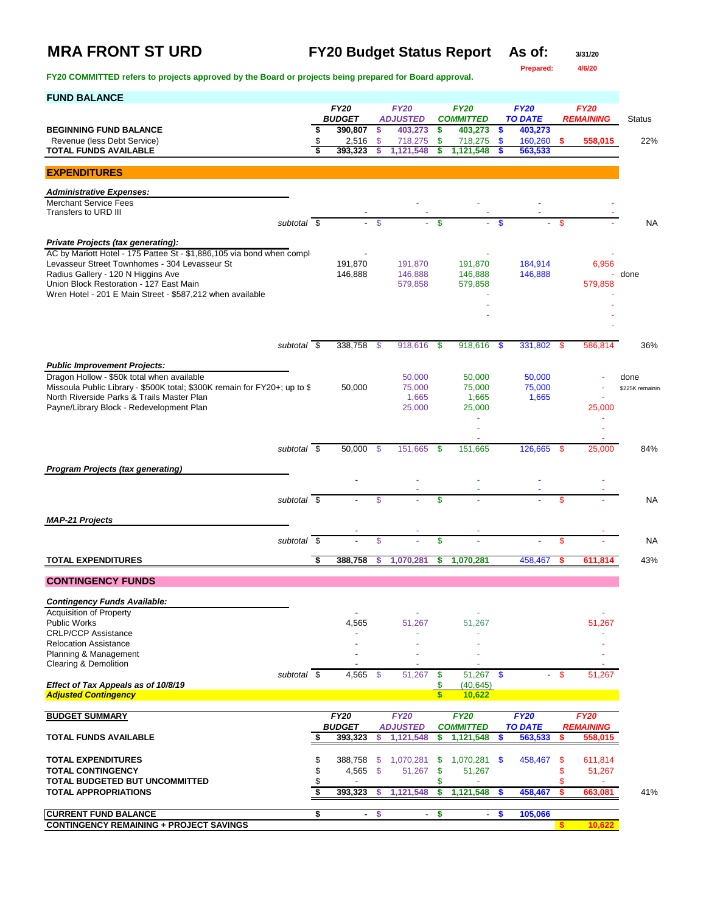# MRA FRONT ST URD

## FY20 Budget Status Report As of: 3/31/20

Prepared: 4/6/20

FY20 COMMITTED refers to projects approved by the Board or projects being prepared for Board approval.

## FUND BALANCE

| | FY20 BUDGET | FY20 ADJUSTED | FY20 COMMITTED | FY20 TO DATE | FY20 REMAINING | Status |
|---|---|---|---|---|---|---|
| **BEGINNING FUND BALANCE** | $ 390,807 | $ 403,273 | $ 403,273 | $ 403,273 | | |
| Revenue (less Debt Service) | $ 2,516 | $ 718,275 | $ 718,275 | $ 160,260 | $ 558,015 | 22% |
| **TOTAL FUNDS AVAILABLE** | $ 393,323 | $ 1,121,548 | $ 1,121,548 | $ 563,533 | | |

## EXPENDITURES

| | FY20 BUDGET | FY20 ADJUSTED | FY20 COMMITTED | FY20 TO DATE | FY20 REMAINING | Status |
|---|---|---|---|---|---|---|
| ***Administrative Expenses:*** | | | | | | |
| Merchant Service Fees | | - | - | - | - | |
| Transfers to URD III | - | - | - | - | - | |
| *subtotal* | $ - | $ - | $ - | $ - | $ - | NA |
| ***Private Projects (tax generating):*** | | | | | | |
| AC by Marriott Hotel - 175 Pattee St - $1,886,105 via bond when compl | - | | - | | - | |
| Levasseur Street Townhomes - 304 Levasseur St | 191,870 | 191,870 | 191,870 | 184,914 | 6,956 | |
| Radius Gallery - 120 N Higgins Ave | 146,888 | 146,888 | 146,888 | 146,888 | - | done |
| Union Block Restoration - 127 East Main | | 579,858 | 579,858 | | 579,858 | |
| Wren Hotel - 201 E Main Street - $587,212 when available | | | - | | - | |
| | | | - | | - | |
| | | | - | | - | |
| | | | | | - | |
| *subtotal* | $ 338,758 | $ 918,616 | $ 918,616 | $ 331,802 | $ 586,814 | 36% |
| ***Public Improvement Projects:*** | | | | | | |
| Dragon Hollow - $50k total when available | | 50,000 | 50,000 | 50,000 | - | done |
| Missoula Public Library - $500K total; $300K remain for FY20+; up to $ | 50,000 | 75,000 | 75,000 | 75,000 | - | $225K remainin |
| North Riverside Parks & Trails Master Plan | | 1,665 | 1,665 | 1,665 | | |
| Payne/Library Block - Redevelopment Plan | | 25,000 | 25,000 | | 25,000 | |
| | | | - | | - | |
| | | | - | | - | |
| | | | - | | - | |
| *subtotal* | $ 50,000 | $ 151,665 | $ 151,665 | 126,665 | $ 25,000 | 84% |
| ***Program Projects (tax generating)*** | | | | | | |
| | - | - | - | - | - | |
| | | - | - | - | - | |
| *subtotal* | $ - | $ - | $ - | - | $ - | NA |
| ***MAP-21 Projects*** | | | | | | |
| | - | - | - | | - | |
| *subtotal* | $ - | $ - | $ - | - | $ - | NA |
| **TOTAL EXPENDITURES** | $ 388,758 | $ 1,070,281 | $ 1,070,281 | 458,467 | $ 611,814 | 43% |

## CONTINGENCY FUNDS

| | FY20 BUDGET | FY20 ADJUSTED | FY20 COMMITTED | FY20 TO DATE | FY20 REMAINING |
|---|---|---|---|---|---|
| ***Contingency Funds Available:*** | | | | | |
| Acquisition of Property | - | - | - | | - |
| Public Works | 4,565 | 51,267 | 51,267 | | 51,267 |
| CRLP/CCP Assistance | - | - | - | | - |
| Relocation Assistance | - | - | - | | - |
| Planning & Management | - | - | - | | - |
| Clearing & Demolition | - | - | - | | - |
| *subtotal* | $ 4,565 | $ 51,267 | $ 51,267 | $ - | $ 51,267 |
| ***Effect of Tax Appeals as of 10/8/19*** | | | $ (40,645) | | |
| ***Adjusted Contingency*** | | | $ 10,622 | | |

## BUDGET SUMMARY

| | FY20 BUDGET | FY20 ADJUSTED | FY20 COMMITTED | FY20 TO DATE | FY20 REMAINING | |
|---|---|---|---|---|---|---|
| **TOTAL FUNDS AVAILABLE** | $ 393,323 | $ 1,121,548 | $ 1,121,548 | $ 563,533 | $ 558,015 | |
| **TOTAL EXPENDITURES** | $ 388,758 | $ 1,070,281 | $ 1,070,281 | $ 458,467 | $ 611,814 | |
| **TOTAL CONTINGENCY** | $ 4,565 | $ 51,267 | $ 51,267 | | $ 51,267 | |
| **TOTAL BUDGETED BUT UNCOMMITTED** | $ - | | $ - | | $ - | |
| **TOTAL APPROPRIATIONS** | $ 393,323 | $ 1,121,548 | $ 1,121,548 | $ 458,467 | $ 663,081 | 41% |
| **CURRENT FUND BALANCE** | $ - | $ - | $ - | $ 105,066 | | |
| **CONTINGENCY REMAINING + PROJECT SAVINGS** | | | | | $ 10,622 | |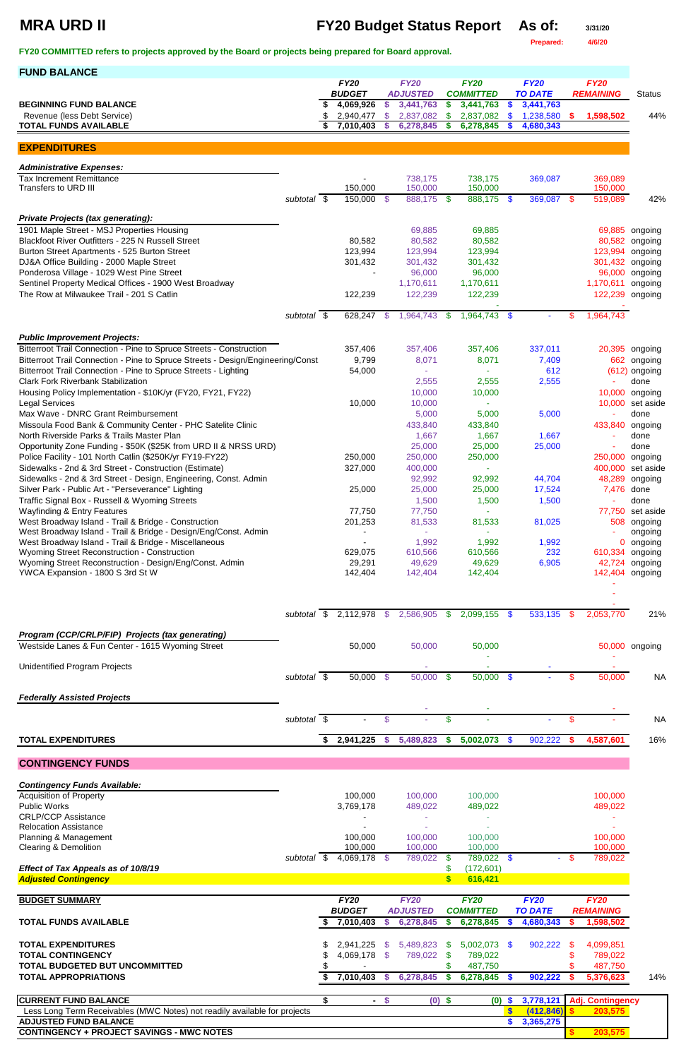# MRA URD II

## FY20 Budget Status Report

As of: 3/31/20

Prepared: 4/6/20

**FY20 COMMITTED refers to projects approved by the Board or projects being prepared for Board approval.**

## FUND BALANCE

| | FY20 BUDGET | FY20 ADJUSTED | FY20 COMMITTED | FY20 TO DATE | FY20 REMAINING | Status |
|---|---|---|---|---|---|---|
| **BEGINNING FUND BALANCE** | $ 4,069,926 | $ 3,441,763 | $ 3,441,763 | $ 3,441,763 | | |
| Revenue (less Debt Service) | $ 2,940,477 | $ 2,837,082 | $ 2,837,082 | $ 1,238,580 | $ 1,598,502 | 44% |
| **TOTAL FUNDS AVAILABLE** | $ 7,010,403 | $ 6,278,845 | $ 6,278,845 | $ 4,680,343 | | |

## EXPENDITURES

| | FY20 BUDGET | FY20 ADJUSTED | FY20 COMMITTED | FY20 TO DATE | FY20 REMAINING | Status |
|---|---|---|---|---|---|---|
| ***Administrative Expenses:*** | | | | | | |
| Tax Increment Remittance | - | 738,175 | 738,175 | 369,087 | 369,089 | |
| Transfers to URD III | 150,000 | 150,000 | 150,000 | | 150,000 | |
| *subtotal* | $ 150,000 | $ 888,175 | $ 888,175 | $ 369,087 | $ 519,089 | 42% |
| ***Private Projects (tax generating):*** | | | | | | |
| 1901 Maple Street - MSJ Properties Housing | | 69,885 | 69,885 | | 69,885 | ongoing |
| Blackfoot River Outfitters - 225 N Russell Street | 80,582 | 80,582 | 80,582 | | 80,582 | ongoing |
| Burton Street Apartments - 525 Burton Street | 123,994 | 123,994 | 123,994 | | 123,994 | ongoing |
| DJ&A Office Building - 2000 Maple Street | 301,432 | 301,432 | 301,432 | | 301,432 | ongoing |
| Ponderosa Village - 1029 West Pine Street | - | 96,000 | 96,000 | | 96,000 | ongoing |
| Sentinel Property Medical Offices - 1900 West Broadway | | 1,170,611 | 1,170,611 | | 1,170,611 | ongoing |
| The Row at Milwaukee Trail - 201 S Catlin | 122,239 | 122,239 | 122,239 | | 122,239 | ongoing |
| | | | - | | - | |
| *subtotal* | $ 628,247 | $ 1,964,743 | $ 1,964,743 | $ - | $ 1,964,743 | |
| ***Public Improvement Projects:*** | | | | | | |
| Bitterroot Trail Connection - Pine to Spruce Streets - Construction | 357,406 | 357,406 | 357,406 | 337,011 | 20,395 | ongoing |
| Bitterroot Trail Connection - Pine to Spruce Streets - Design/Engineering/Const | 9,799 | 8,071 | 8,071 | 7,409 | 662 | ongoing |
| Bitterroot Trail Connection - Pine to Spruce Streets - Lighting | 54,000 | - | - | 612 | (612) | ongoing |
| Clark Fork Riverbank Stabilization | | 2,555 | 2,555 | 2,555 | - | done |
| Housing Policy Implementation - $10K/yr (FY20, FY21, FY22) | | 10,000 | 10,000 | | 10,000 | ongoing |
| Legal Services | 10,000 | 10,000 | - | | 10,000 | set aside |
| Max Wave - DNRC Grant Reimbursement | | 5,000 | 5,000 | 5,000 | - | done |
| Missoula Food Bank & Community Center - PHC Satelite Clinic | | 433,840 | 433,840 | | 433,840 | ongoing |
| North Riverside Parks & Trails Master Plan | | 1,667 | 1,667 | 1,667 | - | done |
| Opportunity Zone Funding - $50K ($25K from URD II & NRSS URD) | | 25,000 | 25,000 | 25,000 | - | done |
| Police Facility - 101 North Catlin ($250K/yr FY19-FY22) | 250,000 | 250,000 | 250,000 | | 250,000 | ongoing |
| Sidewalks - 2nd & 3rd Street - Construction (Estimate) | 327,000 | 400,000 | - | | 400,000 | set aside |
| Sidewalks - 2nd & 3rd Street - Design, Engineering, Const. Admin | | 92,992 | 92,992 | 44,704 | 48,289 | ongoing |
| Silver Park - Public Art - "Perseverance" Lighting | 25,000 | 25,000 | 25,000 | 17,524 | 7,476 | done |
| Traffic Signal Box - Russell & Wyoming Streets | | 1,500 | 1,500 | 1,500 | - | done |
| Wayfinding & Entry Features | 77,750 | 77,750 | - | | 77,750 | set aside |
| West Broadway Island - Trail & Bridge - Construction | 201,253 | 81,533 | 81,533 | 81,025 | 508 | ongoing |
| West Broadway Island - Trail & Bridge - Design/Eng/Const. Admin | - | - | - | | - | ongoing |
| West Broadway Island - Trail & Bridge - Miscellaneous | - | 1,992 | 1,992 | 1,992 | 0 | ongoing |
| Wyoming Street Reconstruction - Construction | 629,075 | 610,566 | 610,566 | 232 | 610,334 | ongoing |
| Wyoming Street Reconstruction - Design/Eng/Const. Admin | 29,291 | 49,629 | 49,629 | 6,905 | 42,724 | ongoing |
| YWCA Expansion - 1800 S 3rd St W | 142,404 | 142,404 | 142,404 | | 142,404 | ongoing |
| | | | | | - | |
| | | | | | - | |
| | | | | | - | |
| *subtotal* | $ 2,112,978 | $ 2,586,905 | $ 2,099,155 | $ 533,135 | $ 2,053,770 | 21% |
| ***Program (CCP/CRLP/FIP) Projects (tax generating)*** | | | | | | |
| Westside Lanes & Fun Center - 1615 Wyoming Street | 50,000 | 50,000 | 50,000 | | 50,000 | ongoing |
| | | | - | | - | |
| Unidentified Program Projects | | - | - | - | - | |
| *subtotal* | $ 50,000 | $ 50,000 | $ 50,000 | $ - | $ 50,000 | NA |
| ***Federally Assisted Projects*** | | | | | | |
| | | - | - | | - | |
| *subtotal* | $ - | $ - | $ - | - | $ - | NA |
| **TOTAL EXPENDITURES** | $ 2,941,225 | $ 5,489,823 | $ 5,002,073 | $ 902,222 | $ 4,587,601 | 16% |

## CONTINGENCY FUNDS

| | FY20 BUDGET | FY20 ADJUSTED | FY20 COMMITTED | FY20 TO DATE | FY20 REMAINING |
|---|---|---|---|---|---|
| ***Contingency Funds Available:*** | | | | | |
| Acquisition of Property | 100,000 | 100,000 | 100,000 | | 100,000 |
| Public Works | 3,769,178 | 489,022 | 489,022 | | 489,022 |
| CRLP/CCP Assistance | - | - | - | | - |
| Relocation Assistance | - | - | - | | - |
| Planning & Management | 100,000 | 100,000 | 100,000 | | 100,000 |
| Clearing & Demolition | 100,000 | 100,000 | 100,000 | | 100,000 |
| *subtotal* | $ 4,069,178 | $ 789,022 | $ 789,022 | $ - | $ 789,022 |
| ***Effect of Tax Appeals as of 10/8/19*** | | | $ (172,601) | | |
| ***Adjusted Contingency*** | | | $ 616,421 | | |

## BUDGET SUMMARY

| | FY20 BUDGET | FY20 ADJUSTED | FY20 COMMITTED | FY20 TO DATE | FY20 REMAINING | |
|---|---|---|---|---|---|---|
| **TOTAL FUNDS AVAILABLE** | $ 7,010,403 | $ 6,278,845 | $ 6,278,845 | $ 4,680,343 | $ 1,598,502 | |
| **TOTAL EXPENDITURES** | $ 2,941,225 | $ 5,489,823 | $ 5,002,073 | $ 902,222 | $ 4,099,851 | |
| **TOTAL CONTINGENCY** | $ 4,069,178 | $ 789,022 | $ 789,022 | | $ 789,022 | |
| **TOTAL BUDGETED BUT UNCOMMITTED** | $ - | | $ 487,750 | | $ 487,750 | |
| **TOTAL APPROPRIATIONS** | $ 7,010,403 | $ 6,278,845 | $ 6,278,845 | $ 902,222 | $ 5,376,623 | 14% |

| | | | | | |
|---|---|---|---|---|---|
| **CURRENT FUND BALANCE** | $ - | $ (0) | $ (0) | $ 3,778,121 | Adj. Contingency |
| Less Long Term Receivables (MWC Notes) not readily available for projects | | | | $ (412,846) | $ 203,575 |
| **ADJUSTED FUND BALANCE** | | | | $ 3,365,275 | |
| **CONTINGENCY + PROJECT SAVINGS - MWC NOTES** | | | | | $ 203,575 |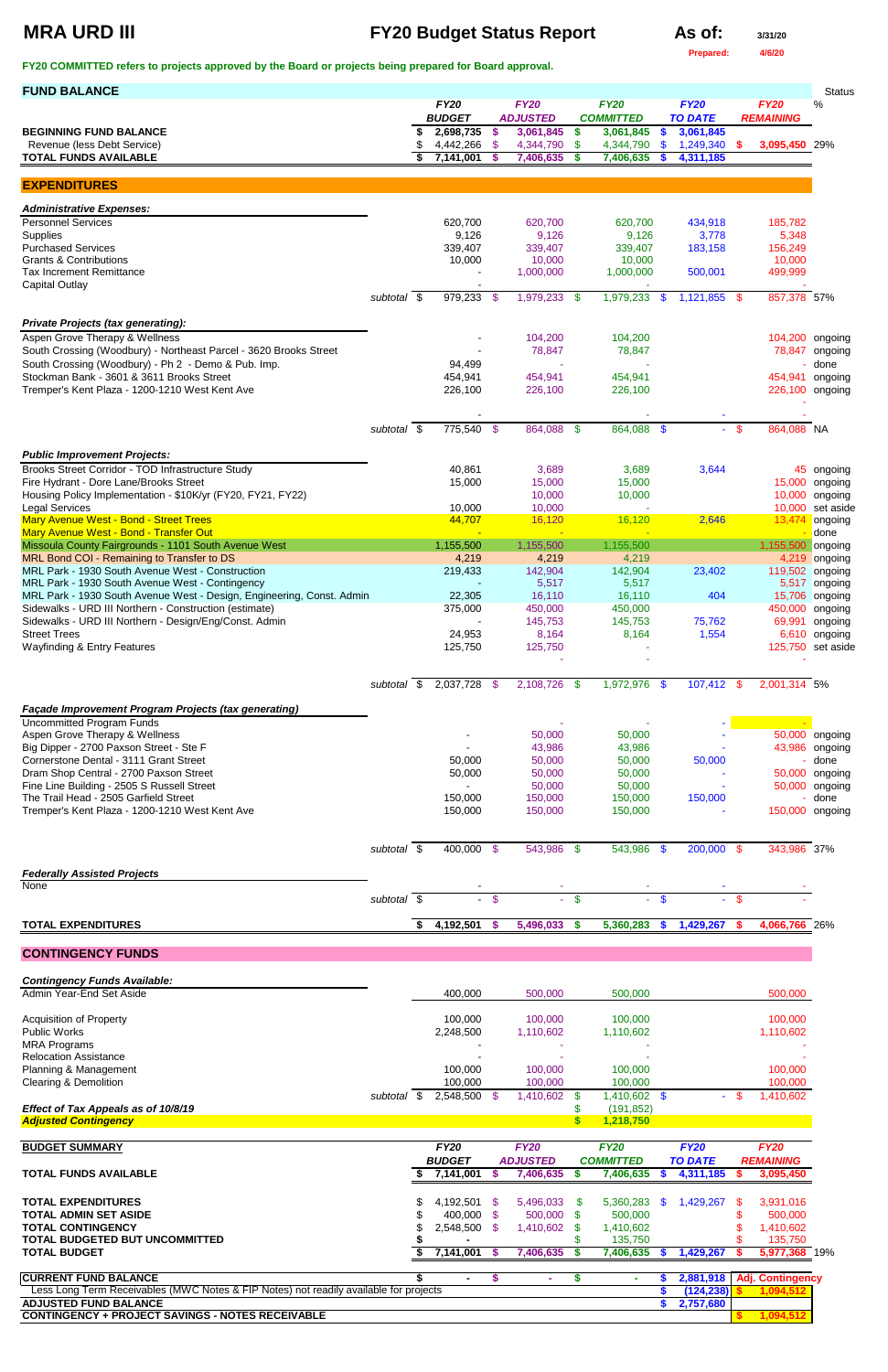# MRA URD III

## FY20 Budget Status Report

**As of:** 3/31/20

**Prepared:** 4/6/20

**FY20 COMMITTED refers to projects approved by the Board or projects being prepared for Board approval.**

| FUND BALANCE | FY20 BUDGET | FY20 ADJUSTED | FY20 COMMITTED | FY20 TO DATE | FY20 REMAINING | Status % |
|---|---|---|---|---|---|---|
| **BEGINNING FUND BALANCE** | $ 2,698,735 | $ 3,061,845 | $ 3,061,845 | $ 3,061,845 | | |
| Revenue (less Debt Service) | $ 4,442,266 | $ 4,344,790 | $ 4,344,790 | $ 1,249,340 | $ 3,095,450 | 29% |
| **TOTAL FUNDS AVAILABLE** | $ 7,141,001 | $ 7,406,635 | $ 7,406,635 | $ 4,311,185 | | |

## EXPENDITURES

| | FY20 BUDGET | FY20 ADJUSTED | FY20 COMMITTED | FY20 TO DATE | FY20 REMAINING | Status |
|---|---|---|---|---|---|---|
| ***Administrative Expenses:*** | | | | | | |
| Personnel Services | 620,700 | 620,700 | 620,700 | 434,918 | 185,782 | |
| Supplies | 9,126 | 9,126 | 9,126 | 3,778 | 5,348 | |
| Purchased Services | 339,407 | 339,407 | 339,407 | 183,158 | 156,249 | |
| Grants & Contributions | 10,000 | 10,000 | 10,000 | | 10,000 | |
| Tax Increment Remittance | - | 1,000,000 | 1,000,000 | 500,001 | 499,999 | |
| Capital Outlay | - | | - | | | |
| subtotal | $ 979,233 | $ 1,979,233 | $ 1,979,233 | $ 1,121,855 | $ 857,378 | 57% |
| ***Private Projects (tax generating):*** | | | | | | |
| Aspen Grove Therapy & Wellness | - | 104,200 | 104,200 | | 104,200 | ongoing |
| South Crossing (Woodbury) - Northeast Parcel - 3620 Brooks Street | - | 78,847 | 78,847 | | 78,847 | ongoing |
| South Crossing (Woodbury) - Ph 2 - Demo & Pub. Imp. | 94,499 | - | - | | - | done |
| Stockman Bank - 3601 & 3611 Brooks Street | 454,941 | 454,941 | 454,941 | | 454,941 | ongoing |
| Tremper's Kent Plaza - 1200-1210 West Kent Ave | 226,100 | 226,100 | 226,100 | | 226,100 | ongoing |
| | | | | | - | |
| | - | | - | - | | |
| subtotal | $ 775,540 | $ 864,088 | $ 864,088 | $ - | $ 864,088 | NA |
| ***Public Improvement Projects:*** | | | | | | |
| Brooks Street Corridor - TOD Infrastructure Study | 40,861 | 3,689 | 3,689 | 3,644 | 45 | ongoing |
| Fire Hydrant - Dore Lane/Brooks Street | 15,000 | 15,000 | 15,000 | | 15,000 | ongoing |
| Housing Policy Implementation - $10K/yr (FY20, FY21, FY22) | | 10,000 | 10,000 | | 10,000 | ongoing |
| Legal Services | 10,000 | 10,000 | - | | 10,000 | set aside |
| Mary Avenue West - Bond - Street Trees | 44,707 | 16,120 | 16,120 | 2,646 | 13,474 | ongoing |
| Mary Avenue West - Bond - Transfer Out | - | - | - | | - | done |
| Missoula County Fairgrounds - 1101 South Avenue West | 1,155,500 | 1,155,500 | 1,155,500 | | 1,155,500 | ongoing |
| MRL Bond COI - Remaining to Transfer to DS | 4,219 | 4,219 | 4,219 | | 4,219 | ongoing |
| MRL Park - 1930 South Avenue West - Construction | 219,433 | 142,904 | 142,904 | 23,402 | 119,502 | ongoing |
| MRL Park - 1930 South Avenue West - Contingency | - | 5,517 | 5,517 | | 5,517 | ongoing |
| MRL Park - 1930 South Avenue West - Design, Engineering, Const. Admin | 22,305 | 16,110 | 16,110 | 404 | 15,706 | ongoing |
| Sidewalks - URD III Northern - Construction (estimate) | 375,000 | 450,000 | 450,000 | | 450,000 | ongoing |
| Sidewalks - URD III Northern - Design/Eng/Const. Admin | - | 145,753 | 145,753 | 75,762 | 69,991 | ongoing |
| Street Trees | 24,953 | 8,164 | 8,164 | 1,554 | 6,610 | ongoing |
| Wayfinding & Entry Features | 125,750 | 125,750 | - | | 125,750 | set aside |
| | | - | - | | | |
| subtotal | $ 2,037,728 | $ 2,108,726 | $ 1,972,976 | $ 107,412 | $ 2,001,314 | 5% |
| ***Façade Improvement Program Projects (tax generating)*** | | | | | | |
| Uncommitted Program Funds | | - | - | - | - | |
| Aspen Grove Therapy & Wellness | - | 50,000 | 50,000 | - | 50,000 | ongoing |
| Big Dipper - 2700 Paxson Street - Ste F | - | 43,986 | 43,986 | - | 43,986 | ongoing |
| Cornerstone Dental - 3111 Grant Street | 50,000 | 50,000 | 50,000 | 50,000 | - | done |
| Dram Shop Central - 2700 Paxson Street | 50,000 | 50,000 | 50,000 | - | 50,000 | ongoing |
| Fine Line Building - 2505 S Russell Street | - | 50,000 | 50,000 | - | 50,000 | ongoing |
| The Trail Head - 2505 Garfield Street | 150,000 | 150,000 | 150,000 | 150,000 | - | done |
| Tremper's Kent Plaza - 1200-1210 West Kent Ave | 150,000 | 150,000 | 150,000 | - | 150,000 | ongoing |
| subtotal | $ 400,000 | $ 543,986 | $ 543,986 | $ 200,000 | $ 343,986 | 37% |
| ***Federally Assisted Projects*** | | | | | | |
| None | - | - | - | - | - | |
| subtotal | $ - | $ - | $ - | $ - | $ - | |
| **TOTAL EXPENDITURES** | **$ 4,192,501** | **$ 5,496,033** | **$ 5,360,283** | **$ 1,429,267** | **$ 4,066,766** | 26% |

## CONTINGENCY FUNDS

| | FY20 BUDGET | FY20 ADJUSTED | FY20 COMMITTED | FY20 TO DATE | FY20 REMAINING |
|---|---|---|---|---|---|
| ***Contingency Funds Available:*** | | | | | |
| Admin Year-End Set Aside | 400,000 | 500,000 | 500,000 | | 500,000 |
| Acquisition of Property | 100,000 | 100,000 | 100,000 | | 100,000 |
| Public Works | 2,248,500 | 1,110,602 | 1,110,602 | | 1,110,602 |
| MRA Programs | - | - | - | | - |
| Relocation Assistance | - | - | - | | - |
| Planning & Management | 100,000 | 100,000 | 100,000 | | 100,000 |
| Clearing & Demolition | 100,000 | 100,000 | 100,000 | | 100,000 |
| subtotal | $ 2,548,500 | $ 1,410,602 | $ 1,410,602 | $ - | $ 1,410,602 |
| ***Effect of Tax Appeals as of 10/8/19*** | | | $ (191,852) | | |
| ***Adjusted Contingency*** | | | **$ 1,218,750** | | |

| BUDGET SUMMARY | FY20 BUDGET | FY20 ADJUSTED | FY20 COMMITTED | FY20 TO DATE | FY20 REMAINING | |
|---|---|---|---|---|---|---|
| **TOTAL FUNDS AVAILABLE** | $ 7,141,001 | $ 7,406,635 | $ 7,406,635 | $ 4,311,185 | $ 3,095,450 | |
| **TOTAL EXPENDITURES** | $ 4,192,501 | $ 5,496,033 | $ 5,360,283 | $ 1,429,267 | $ 3,931,016 | |
| **TOTAL ADMIN SET ASIDE** | $ 400,000 | $ 500,000 | $ 500,000 | | $ 500,000 | |
| **TOTAL CONTINGENCY** | $ 2,548,500 | $ 1,410,602 | $ 1,410,602 | | $ 1,410,602 | |
| **TOTAL BUDGETED BUT UNCOMMITTED** | $ - | | $ 135,750 | | $ 135,750 | |
| **TOTAL BUDGET** | $ 7,141,001 | $ 7,406,635 | $ 7,406,635 | $ 1,429,267 | $ 5,977,368 | 19% |

| | | | | | |
|---|---|---|---|---|---|
| **CURRENT FUND BALANCE** | $ - | $ - | $ - | $ 2,881,918 | Adj. Contingency |
| Less Long Term Receivables (MWC Notes & FIP Notes) not readily available for projects | | | | $ (124,238) | $ 1,094,512 |
| **ADJUSTED FUND BALANCE** | | | | $ 2,757,680 | |
| **CONTINGENCY + PROJECT SAVINGS - NOTES RECEIVABLE** | | | | | $ 1,094,512 |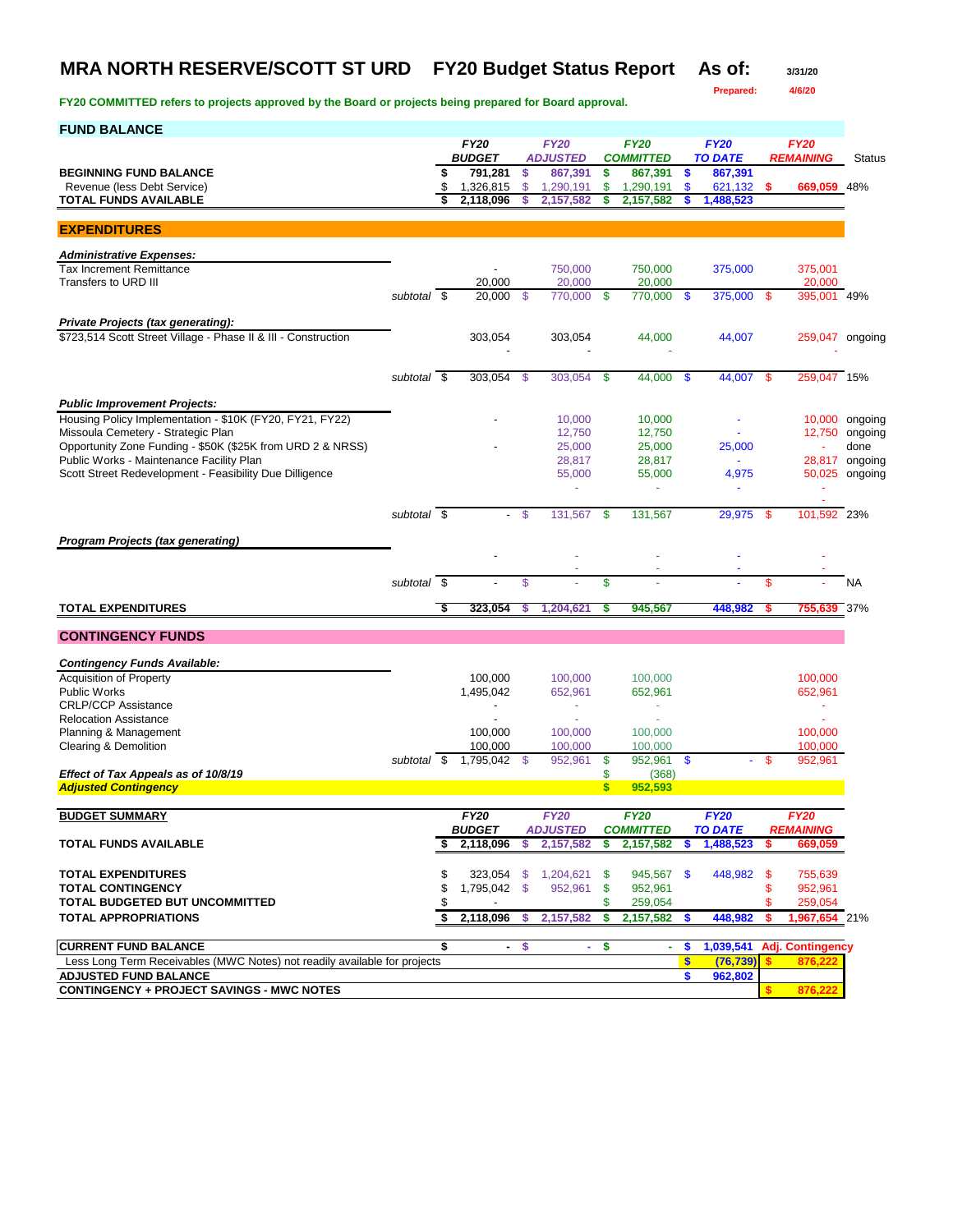# MRA NORTH RESERVE/SCOTT ST URD FY20 Budget Status Report

**As of:** 3/31/20

**Prepared:** 4/6/20

**FY20 COMMITTED refers to projects approved by the Board or projects being prepared for Board approval.**

## FUND BALANCE

| | | FY20 BUDGET | FY20 ADJUSTED | FY20 COMMITTED | FY20 TO DATE | FY20 REMAINING | Status |
|---|---|---|---|---|---|---|---|
| **BEGINNING FUND BALANCE** | | $ 791,281 | $ 867,391 | $ 867,391 | $ 867,391 | | |
| Revenue (less Debt Service) | | $ 1,326,815 | $ 1,290,191 | $ 1,290,191 | $ 621,132 | $ 669,059 | 48% |
| **TOTAL FUNDS AVAILABLE** | | $ 2,118,096 | $ 2,157,582 | $ 2,157,582 | $ 1,488,523 | | |

## EXPENDITURES

| | | FY20 BUDGET | FY20 ADJUSTED | FY20 COMMITTED | FY20 TO DATE | FY20 REMAINING | Status |
|---|---|---|---|---|---|---|---|
| ***Administrative Expenses:*** | | | | | | | |
| Tax Increment Remittance | | - | 750,000 | 750,000 | 375,000 | 375,001 | |
| Transfers to URD III | | 20,000 | 20,000 | 20,000 | | 20,000 | |
| | *subtotal* | $ 20,000 | $ 770,000 | $ 770,000 | $ 375,000 | $ 395,001 | 49% |
| ***Private Projects (tax generating):*** | | | | | | | |
| $723,514 Scott Street Village - Phase II & III - Construction | | 303,054 | 303,054 | 44,000 | 44,007 | 259,047 | ongoing |
| | | - | - | - | | - | |
| | *subtotal* | $ 303,054 | $ 303,054 | $ 44,000 | $ 44,007 | $ 259,047 | 15% |
| ***Public Improvement Projects:*** | | | | | | | |
| Housing Policy Implementation - $10K (FY20, FY21, FY22) | | - | 10,000 | 10,000 | - | 10,000 | ongoing |
| Missoula Cemetery - Strategic Plan | | | 12,750 | 12,750 | - | 12,750 | ongoing |
| Opportunity Zone Funding - $50K ($25K from URD 2 & NRSS) | | - | 25,000 | 25,000 | 25,000 | - | done |
| Public Works - Maintenance Facility Plan | | | 28,817 | 28,817 | - | 28,817 | ongoing |
| Scott Street Redevelopment - Feasibility Due Dilligence | | | 55,000 | 55,000 | 4,975 | 50,025 | ongoing |
| | | | - | - | - | - | |
| | | | | | | - | |
| | *subtotal* | $ - | $ 131,567 | $ 131,567 | 29,975 | $ 101,592 | 23% |
| ***Program Projects (tax generating)*** | | | | | | | |
| | | - | - | - | - | - | |
| | | | - | - | - | - | |
| | *subtotal* | $ - | $ - | $ - | - | $ - | NA |
| **TOTAL EXPENDITURES** | | $ 323,054 | $ 1,204,621 | $ 945,567 | 448,982 | $ 755,639 | 37% |

## CONTINGENCY FUNDS

| | | FY20 BUDGET | FY20 ADJUSTED | FY20 COMMITTED | FY20 TO DATE | FY20 REMAINING |
|---|---|---|---|---|---|---|
| ***Contingency Funds Available:*** | | | | | | |
| Acquisition of Property | | 100,000 | 100,000 | 100,000 | | 100,000 |
| Public Works | | 1,495,042 | 652,961 | 652,961 | | 652,961 |
| CRLP/CCP Assistance | | - | - | - | | - |
| Relocation Assistance | | - | - | - | | - |
| Planning & Management | | 100,000 | 100,000 | 100,000 | | 100,000 |
| Clearing & Demolition | | 100,000 | 100,000 | 100,000 | | 100,000 |
| | *subtotal* | $ 1,795,042 | $ 952,961 | $ 952,961 | $ - | $ 952,961 |
| ***Effect of Tax Appeals as of 10/8/19*** | | | | $ (368) | | |
| ***Adjusted Contingency*** | | | | $ 952,593 | | |

## BUDGET SUMMARY

| | FY20 BUDGET | FY20 ADJUSTED | FY20 COMMITTED | FY20 TO DATE | FY20 REMAINING | |
|---|---|---|---|---|---|---|
| **TOTAL FUNDS AVAILABLE** | $ 2,118,096 | $ 2,157,582 | $ 2,157,582 | $ 1,488,523 | $ 669,059 | |
| **TOTAL EXPENDITURES** | $ 323,054 | $ 1,204,621 | $ 945,567 | $ 448,982 | $ 755,639 | |
| **TOTAL CONTINGENCY** | $ 1,795,042 | $ 952,961 | $ 952,961 | | $ 952,961 | |
| **TOTAL BUDGETED BUT UNCOMMITTED** | $ - | | $ 259,054 | | $ 259,054 | |
| **TOTAL APPROPRIATIONS** | $ 2,118,096 | $ 2,157,582 | $ 2,157,582 | $ 448,982 | $ 1,967,654 | 21% |

| | | | | | |
|---|---|---|---|---|---|
| **CURRENT FUND BALANCE** | $ - | $ - | $ - | $ 1,039,541 | **Adj. Contingency** |
| Less Long Term Receivables (MWC Notes) not readily available for projects | | | | $ (76,739) | $ 876,222 |
| **ADJUSTED FUND BALANCE** | | | | $ 962,802 | |
| **CONTINGENCY + PROJECT SAVINGS - MWC NOTES** | | | | | $ 876,222 |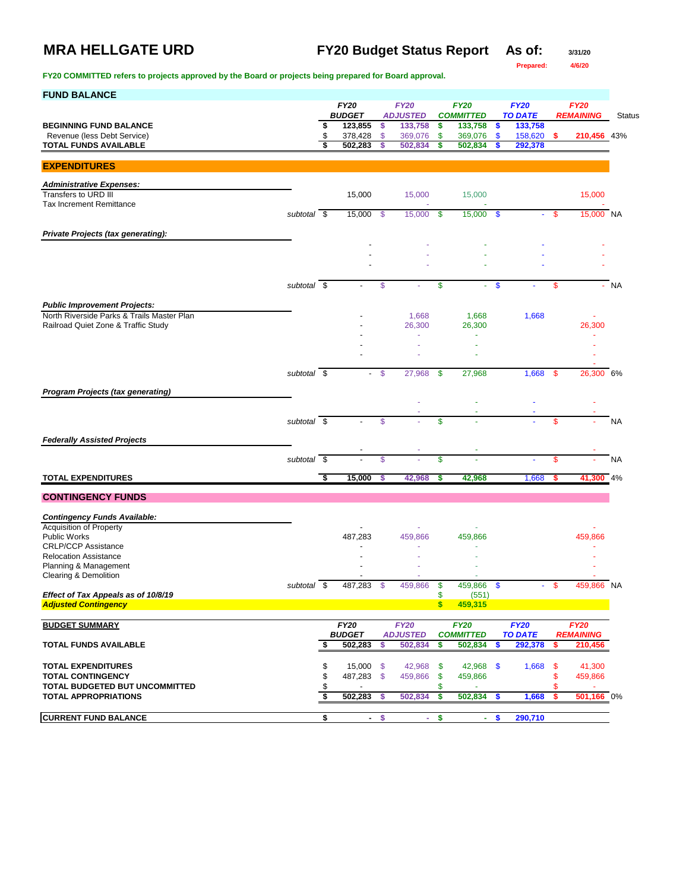# MRA HELLGATE URD

## FY20 Budget Status Report

As of: 3/31/20

Prepared: 4/6/20

**FY20 COMMITTED refers to projects approved by the Board or projects being prepared for Board approval.**

## FUND BALANCE

| | FY20 BUDGET | FY20 ADJUSTED | FY20 COMMITTED | FY20 TO DATE | FY20 REMAINING | Status |
|---|---|---|---|---|---|---|
| **BEGINNING FUND BALANCE** | $ 123,855 | $ 133,758 | $ 133,758 | $ 133,758 | | |
| Revenue (less Debt Service) | $ 378,428 | $ 369,076 | $ 369,076 | $ 158,620 | $ 210,456 | 43% |
| **TOTAL FUNDS AVAILABLE** | $ 502,283 | $ 502,834 | $ 502,834 | $ 292,378 | | |

## EXPENDITURES

| | FY20 BUDGET | FY20 ADJUSTED | FY20 COMMITTED | FY20 TO DATE | FY20 REMAINING | Status |
|---|---|---|---|---|---|---|
| ***Administrative Expenses:*** | | | | | | |
| Transfers to URD III | 15,000 | 15,000 | 15,000 | | 15,000 | |
| Tax Increment Remittance | | - | - | | - | |
| *subtotal* | $ 15,000 | $ 15,000 | $ 15,000 | $ - | $ 15,000 | NA |
| ***Private Projects (tax generating):*** | | | | | | |
| | - | - | - | - | - | |
| | - | - | - | - | - | |
| | - | - | - | - | - | |
| *subtotal* | $ - | $ - | $ - | $ - | $ - | NA |
| ***Public Improvement Projects:*** | | | | | | |
| North Riverside Parks & Trails Master Plan | - | 1,668 | 1,668 | 1,668 | - | |
| Railroad Quiet Zone & Traffic Study | - | 26,300 | 26,300 | | 26,300 | |
| | - | - | - | | - | |
| | - | - | - | | - | |
| | - | - | - | | - | |
| *subtotal* | $ - | $ 27,968 | $ 27,968 | 1,668 | $ 26,300 | 6% |
| ***Program Projects (tax generating)*** | | | | | | |
| | | - | - | - | - | |
| | | - | - | - | - | |
| *subtotal* | $ - | $ - | $ - | - | $ - | NA |
| ***Federally Assisted Projects*** | | | | | | |
| | - | - | - | | - | |
| *subtotal* | $ - | $ - | $ - | - | $ - | NA |
| **TOTAL EXPENDITURES** | $ 15,000 | $ 42,968 | $ 42,968 | 1,668 | $ 41,300 | 4% |

## CONTINGENCY FUNDS

| | FY20 BUDGET | FY20 ADJUSTED | FY20 COMMITTED | FY20 TO DATE | FY20 REMAINING | Status |
|---|---|---|---|---|---|---|
| ***Contingency Funds Available:*** | | | | | | |
| Acquisition of Property | - | - | - | | - | |
| Public Works | 487,283 | 459,866 | 459,866 | | 459,866 | |
| CRLP/CCP Assistance | - | - | - | | - | |
| Relocation Assistance | - | - | - | | - | |
| Planning & Management | - | - | - | | - | |
| Clearing & Demolition | - | - | - | | - | |
| *subtotal* | $ 487,283 | $ 459,866 | $ 459,866 | $ - | $ 459,866 | NA |
| ***Effect of Tax Appeals as of 10/8/19*** | | | $ (551) | | | |
| ***Adjusted Contingency*** | | | $ 459,315 | | | |

## BUDGET SUMMARY

| | FY20 BUDGET | FY20 ADJUSTED | FY20 COMMITTED | FY20 TO DATE | FY20 REMAINING | |
|---|---|---|---|---|---|---|
| **TOTAL FUNDS AVAILABLE** | $ 502,283 | $ 502,834 | $ 502,834 | $ 292,378 | $ 210,456 | |
| **TOTAL EXPENDITURES** | $ 15,000 | $ 42,968 | $ 42,968 | $ 1,668 | $ 41,300 | |
| **TOTAL CONTINGENCY** | $ 487,283 | $ 459,866 | $ 459,866 | | $ 459,866 | |
| **TOTAL BUDGETED BUT UNCOMMITTED** | $ - | | $ - | | $ - | |
| **TOTAL APPROPRIATIONS** | $ 502,283 | $ 502,834 | $ 502,834 | $ 1,668 | $ 501,166 | 0% |
| **CURRENT FUND BALANCE** | $ - | $ - | $ - | $ 290,710 | | |